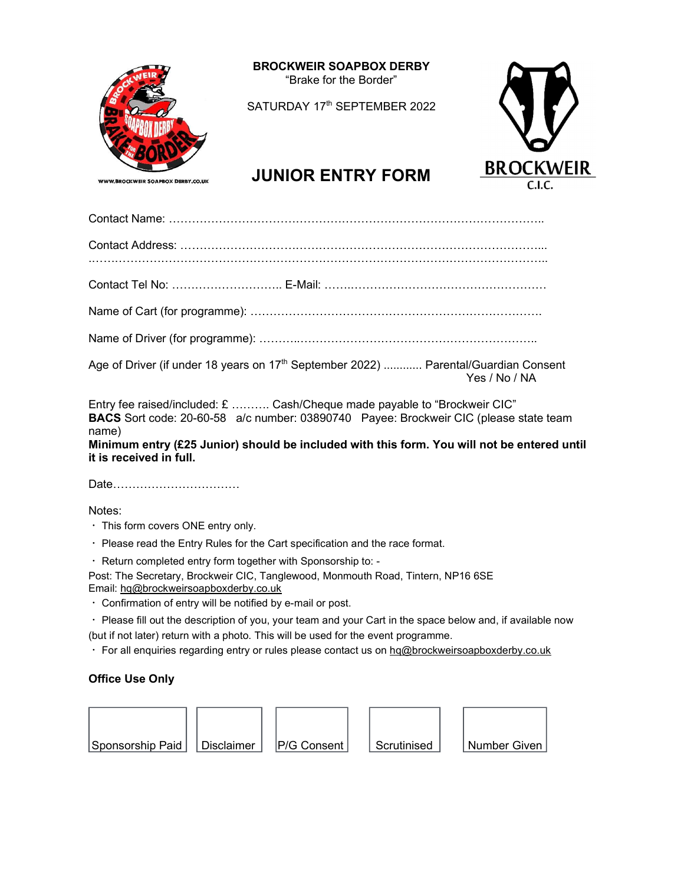**BROCKWEIR SOAPBOX DERBY**
"Brake for the Border"

SATURDAY 17th SEPTEMBER 2022

# JUNIOR ENTRY FORM

Contact Name: ……………………………………………………………………………………..

Contact Address: …………………………………………………………………………………...
………………………………………………………………………………………………………..

Contact Tel No: ……………………….. E-Mail: ……..……………………………………………

Name of Cart (for programme): ………………………………………………………………….

Name of Driver (for programme): ………..……………………………………………………..

Age of Driver (if under 18 years on 17th September 2022) ........... Parental/Guardian Consent Yes / No / NA

Entry fee raised/included: £ ………. Cash/Cheque made payable to "Brockweir CIC"
**BACS** Sort code: 20-60-58 a/c number: 03890740 Payee: Brockweir CIC (please state team name)
**Minimum entry (£25 Junior) should be included with this form. You will not be entered until it is received in full.**

Date……………………………

Notes:

- This form covers ONE entry only.
- Please read the Entry Rules for the Cart specification and the race format.
- Return completed entry form together with Sponsorship to: -

Post: The Secretary, Brockweir CIC, Tanglewood, Monmouth Road, Tintern, NP16 6SE
Email: hq@brockweirsoapboxderby.co.uk

- Confirmation of entry will be notified by e-mail or post.
- Please fill out the description of you, your team and your Cart in the space below and, if available now (but if not later) return with a photo. This will be used for the event programme.
- For all enquiries regarding entry or rules please contact us on hq@brockweirsoapboxderby.co.uk

**Office Use Only**

| Sponsorship Paid | Disclaimer | P/G Consent | Scrutinised | Number Given |
|---|---|---|---|---|
| | | | | |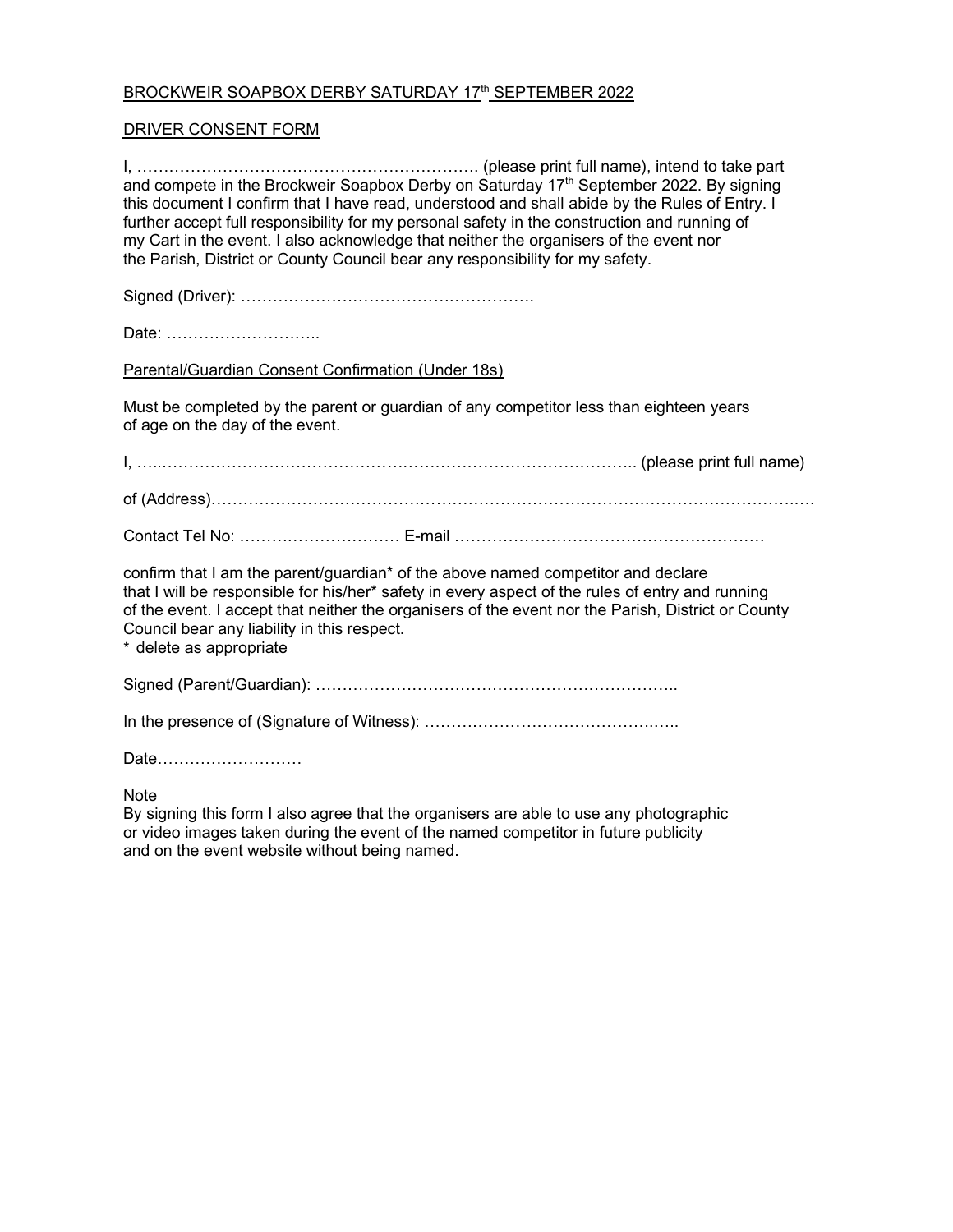<u>BROCKWEIR SOAPBOX DERBY SATURDAY 17th SEPTEMBER 2022</u>

<u>DRIVER CONSENT FORM</u>

I, ………………………………………………………. (please print full name), intend to take part and compete in the Brockweir Soapbox Derby on Saturday 17th September 2022. By signing this document I confirm that I have read, understood and shall abide by the Rules of Entry. I further accept full responsibility for my personal safety in the construction and running of my Cart in the event. I also acknowledge that neither the organisers of the event nor the Parish, District or County Council bear any responsibility for my safety.

Signed (Driver): ……………………………………………….

Date: ………………………..

<u>Parental/Guardian Consent Confirmation (Under 18s)</u>

Must be completed by the parent or guardian of any competitor less than eighteen years of age on the day of the event.

I, …..………………………………………………………………………….. (please print full name)

of (Address)…………………………………………………………………………………………………

Contact Tel No: ………………………… E-mail …………………………………………………

confirm that I am the parent/guardian* of the above named competitor and declare that I will be responsible for his/her* safety in every aspect of the rules of entry and running of the event. I accept that neither the organisers of the event nor the Parish, District or County Council bear any liability in this respect.
* delete as appropriate

Signed (Parent/Guardian): …………………………………………………………..

In the presence of (Signature of Witness): ………………………………………..…..

Date………………………

Note
By signing this form I also agree that the organisers are able to use any photographic or video images taken during the event of the named competitor in future publicity and on the event website without being named.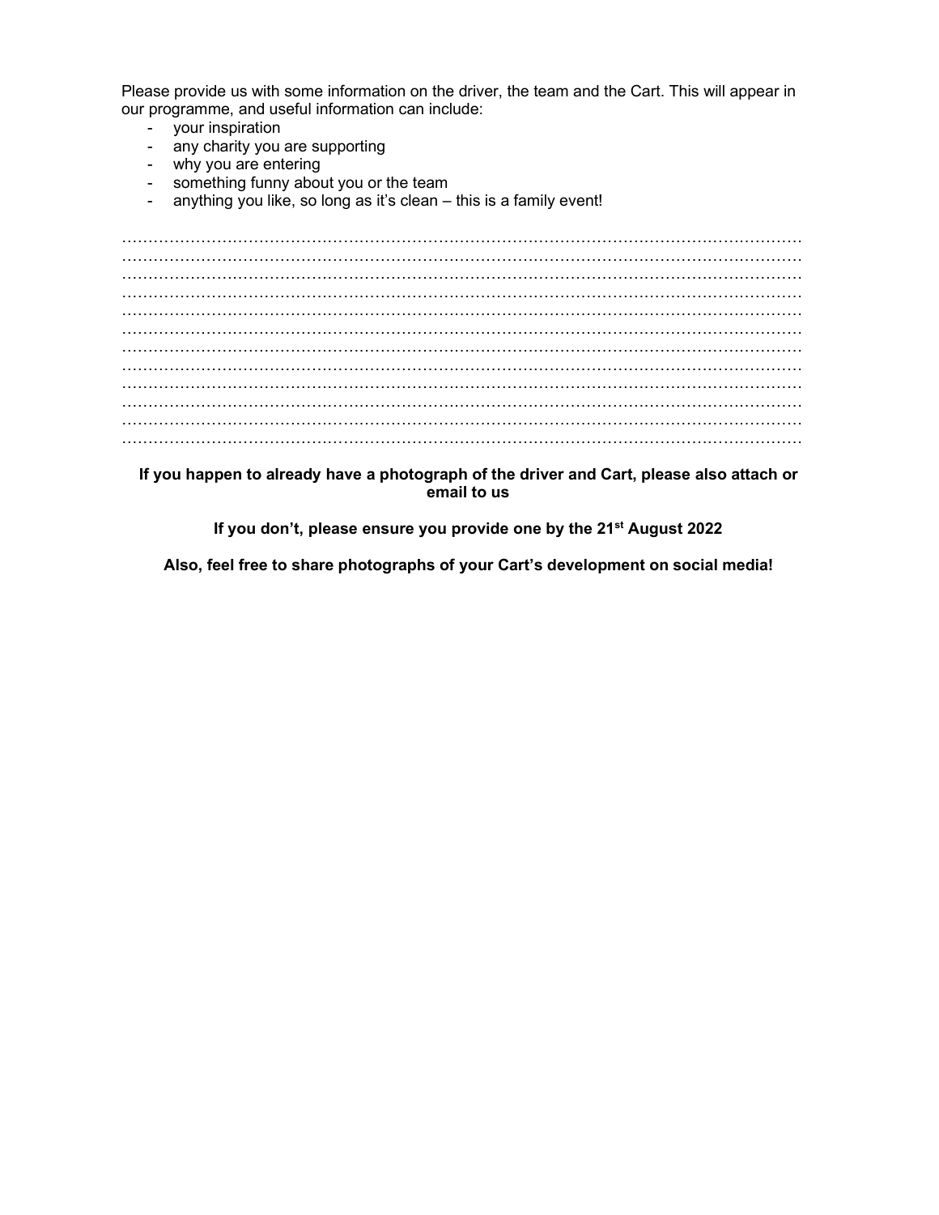Please provide us with some information on the driver, the team and the Cart. This will appear in our programme, and useful information can include:

- your inspiration
- any charity you are supporting
- why you are entering
- something funny about you or the team
- anything you like, so long as it's clean – this is a family event!

…………………………………………………………………………………………………………………
…………………………………………………………………………………………………………………
…………………………………………………………………………………………………………………
…………………………………………………………………………………………………………………
…………………………………………………………………………………………………………………
…………………………………………………………………………………………………………………
…………………………………………………………………………………………………………………
…………………………………………………………………………………………………………………
…………………………………………………………………………………………………………………
…………………………………………………………………………………………………………………
…………………………………………………………………………………………………………………
…………………………………………………………………………………………………………………

**If you happen to already have a photograph of the driver and Cart, please also attach or email to us**

**If you don't, please ensure you provide one by the 21st August 2022**

**Also, feel free to share photographs of your Cart's development on social media!**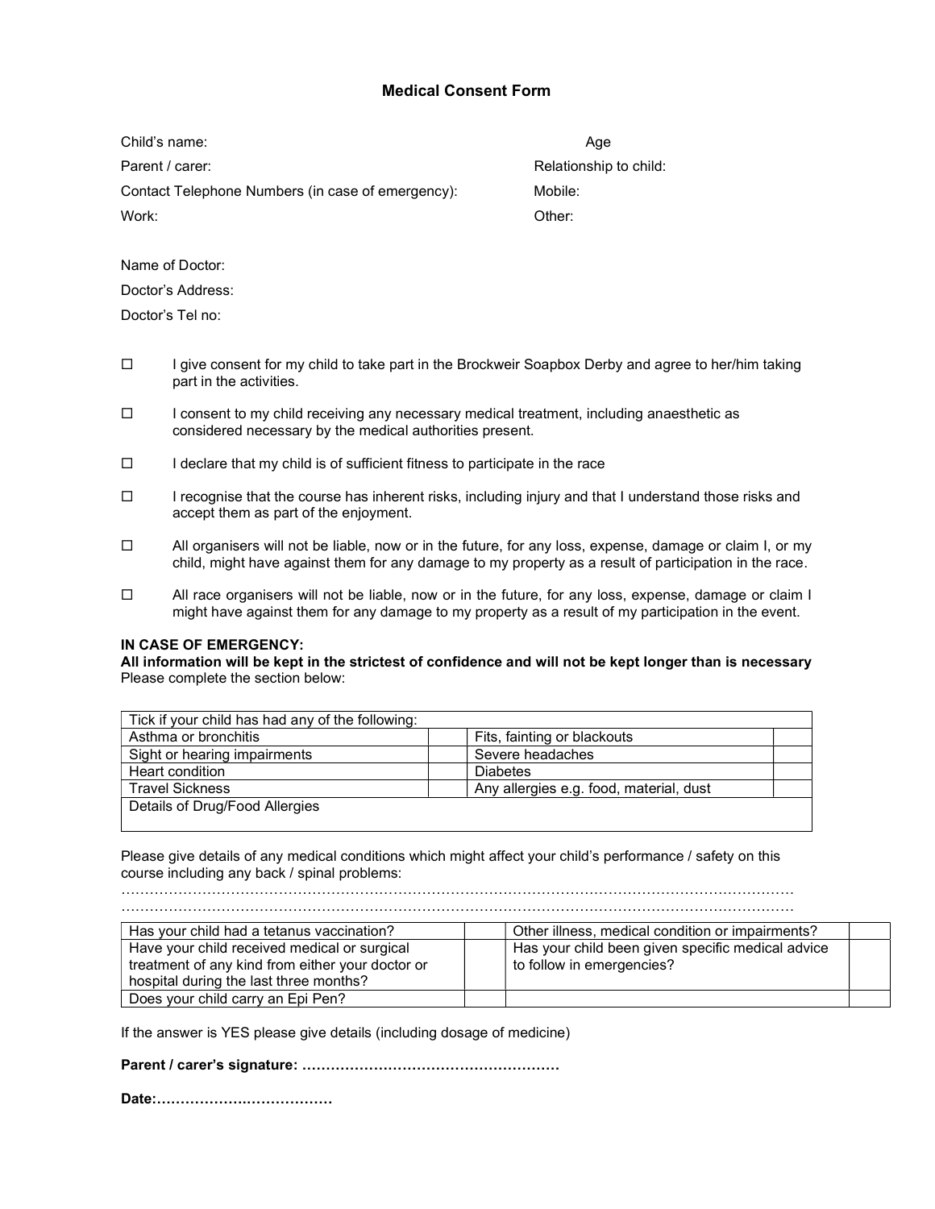# Medical Consent Form

Child's name: Age

Parent / carer: Relationship to child:

Contact Telephone Numbers (in case of emergency): Mobile:

Work: Other:

Name of Doctor:

Doctor's Address:

Doctor's Tel no:

- ☐ I give consent for my child to take part in the Brockweir Soapbox Derby and agree to her/him taking part in the activities.
- ☐ I consent to my child receiving any necessary medical treatment, including anaesthetic as considered necessary by the medical authorities present.
- ☐ I declare that my child is of sufficient fitness to participate in the race
- ☐ I recognise that the course has inherent risks, including injury and that I understand those risks and accept them as part of the enjoyment.
- ☐ All organisers will not be liable, now or in the future, for any loss, expense, damage or claim I, or my child, might have against them for any damage to my property as a result of participation in the race.
- ☐ All race organisers will not be liable, now or in the future, for any loss, expense, damage or claim I might have against them for any damage to my property as a result of my participation in the event.

**IN CASE OF EMERGENCY:**
**All information will be kept in the strictest of confidence and will not be kept longer than is necessary**
Please complete the section below:

| Tick if your child has had any of the following: | | | |
|---|---|---|---|
| Asthma or bronchitis | | Fits, fainting or blackouts | |
| Sight or hearing impairments | | Severe headaches | |
| Heart condition | | Diabetes | |
| Travel Sickness | | Any allergies e.g. food, material, dust | |
| Details of Drug/Food Allergies | | | |

Please give details of any medical conditions which might affect your child's performance / safety on this course including any back / spinal problems:

……………………………………………………………………………………………………………………………

……………………………………………………………………………………………………………………………

| | | | |
|---|---|---|---|
| Has your child had a tetanus vaccination? | | Other illness, medical condition or impairments? | |
| Have your child received medical or surgical treatment of any kind from either your doctor or hospital during the last three months? | | Has your child been given specific medical advice to follow in emergencies? | |
| Does your child carry an Epi Pen? | | | |

If the answer is YES please give details (including dosage of medicine)

**Parent / carer's signature: ………………………………………………**

**Date:………………………………**